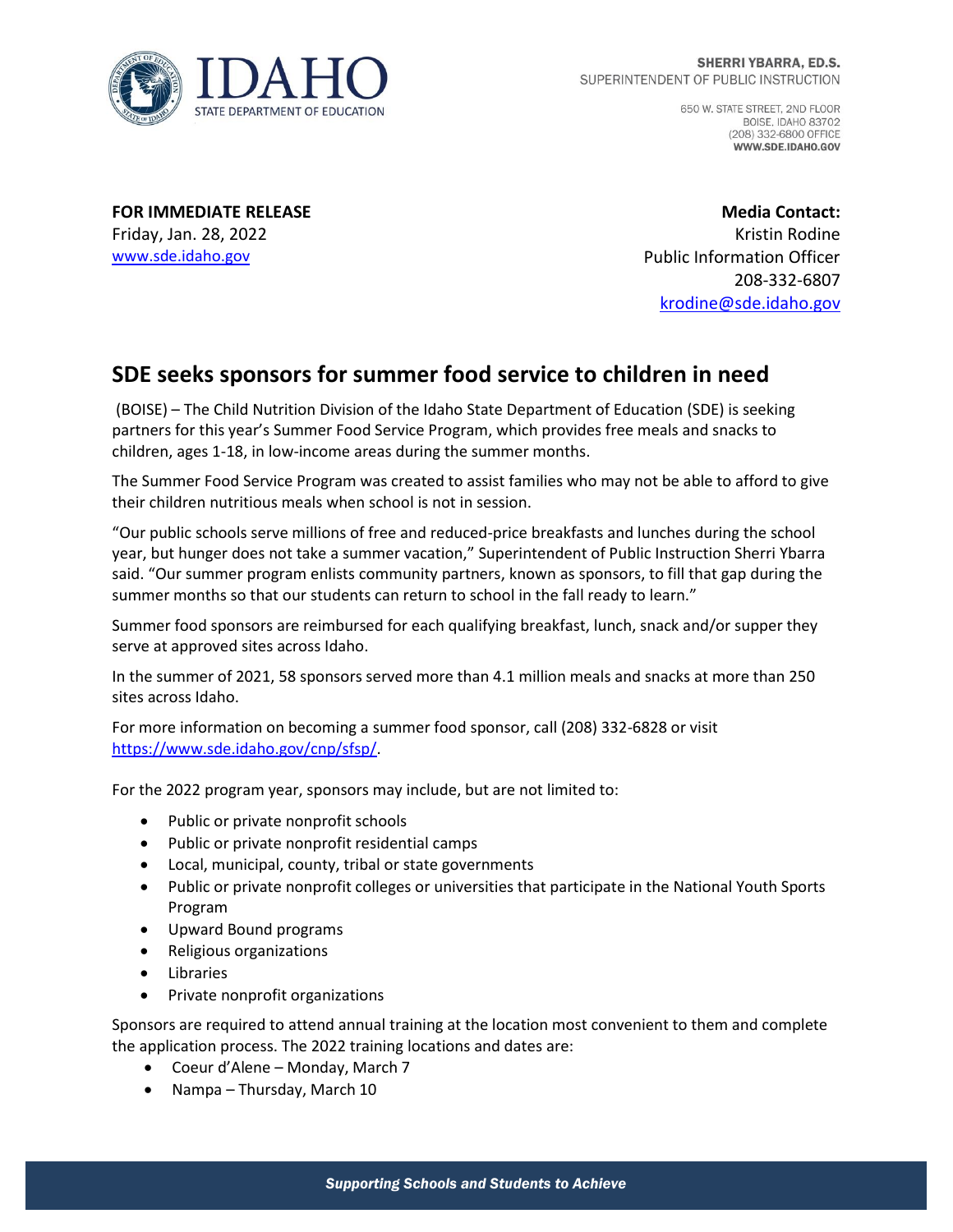IDAHO
STATE DEPARTMENT OF EDUCATION

**SHERRI YBARRA, ED.S.**
SUPERINTENDENT OF PUBLIC INSTRUCTION

650 W. STATE STREET, 2ND FLOOR
BOISE, IDAHO 83702
(208) 332-6800 OFFICE
**WWW.SDE.IDAHO.GOV**

**FOR IMMEDIATE RELEASE**
Friday, Jan. 28, 2022
[www.sde.idaho.gov](http://www.sde.idaho.gov)

**Media Contact:**
Kristin Rodine
Public Information Officer
208-332-6807
[krodine@sde.idaho.gov](mailto:krodine@sde.idaho.gov)

## SDE seeks sponsors for summer food service to children in need

(BOISE) – The Child Nutrition Division of the Idaho State Department of Education (SDE) is seeking partners for this year's Summer Food Service Program, which provides free meals and snacks to children, ages 1-18, in low-income areas during the summer months.

The Summer Food Service Program was created to assist families who may not be able to afford to give their children nutritious meals when school is not in session.

"Our public schools serve millions of free and reduced-price breakfasts and lunches during the school year, but hunger does not take a summer vacation," Superintendent of Public Instruction Sherri Ybarra said. "Our summer program enlists community partners, known as sponsors, to fill that gap during the summer months so that our students can return to school in the fall ready to learn."

Summer food sponsors are reimbursed for each qualifying breakfast, lunch, snack and/or supper they serve at approved sites across Idaho.

In the summer of 2021, 58 sponsors served more than 4.1 million meals and snacks at more than 250 sites across Idaho.

For more information on becoming a summer food sponsor, call (208) 332-6828 or visit [https://www.sde.idaho.gov/cnp/sfsp/](https://www.sde.idaho.gov/cnp/sfsp/).

For the 2022 program year, sponsors may include, but are not limited to:

- Public or private nonprofit schools
- Public or private nonprofit residential camps
- Local, municipal, county, tribal or state governments
- Public or private nonprofit colleges or universities that participate in the National Youth Sports Program
- Upward Bound programs
- Religious organizations
- Libraries
- Private nonprofit organizations

Sponsors are required to attend annual training at the location most convenient to them and complete the application process. The 2022 training locations and dates are:

- Coeur d'Alene – Monday, March 7
- Nampa – Thursday, March 10

*Supporting Schools and Students to Achieve*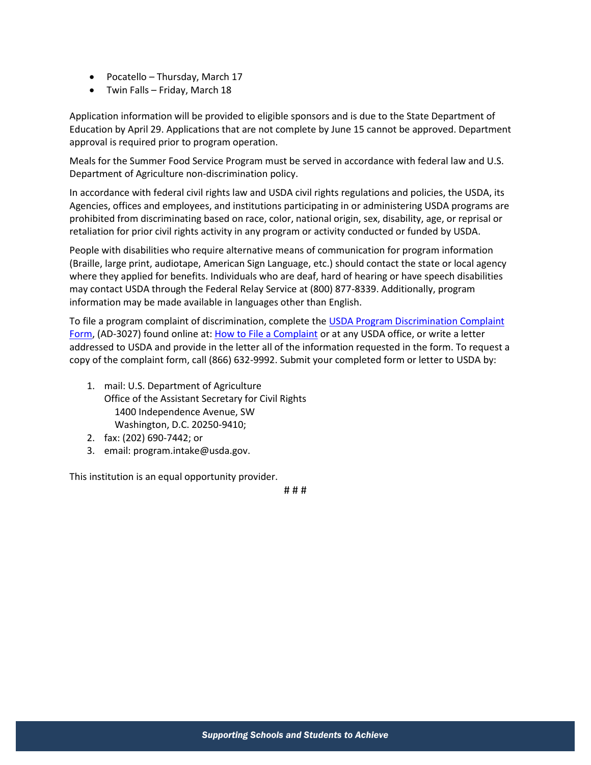- Pocatello – Thursday, March 17
- Twin Falls – Friday, March 18

Application information will be provided to eligible sponsors and is due to the State Department of Education by April 29. Applications that are not complete by June 15 cannot be approved. Department approval is required prior to program operation.

Meals for the Summer Food Service Program must be served in accordance with federal law and U.S. Department of Agriculture non-discrimination policy.

In accordance with federal civil rights law and USDA civil rights regulations and policies, the USDA, its Agencies, offices and employees, and institutions participating in or administering USDA programs are prohibited from discriminating based on race, color, national origin, sex, disability, age, or reprisal or retaliation for prior civil rights activity in any program or activity conducted or funded by USDA.

People with disabilities who require alternative means of communication for program information (Braille, large print, audiotape, American Sign Language, etc.) should contact the state or local agency where they applied for benefits. Individuals who are deaf, hard of hearing or have speech disabilities may contact USDA through the Federal Relay Service at (800) 877-8339. Additionally, program information may be made available in languages other than English.

To file a program complaint of discrimination, complete the USDA Program Discrimination Complaint Form, (AD-3027) found online at: How to File a Complaint or at any USDA office, or write a letter addressed to USDA and provide in the letter all of the information requested in the form. To request a copy of the complaint form, call (866) 632-9992. Submit your completed form or letter to USDA by:

1. mail: U.S. Department of Agriculture
   Office of the Assistant Secretary for Civil Rights
   1400 Independence Avenue, SW
   Washington, D.C. 20250-9410;
2. fax: (202) 690-7442; or
3. email: program.intake@usda.gov.

This institution is an equal opportunity provider.

# # #

*Supporting Schools and Students to Achieve*